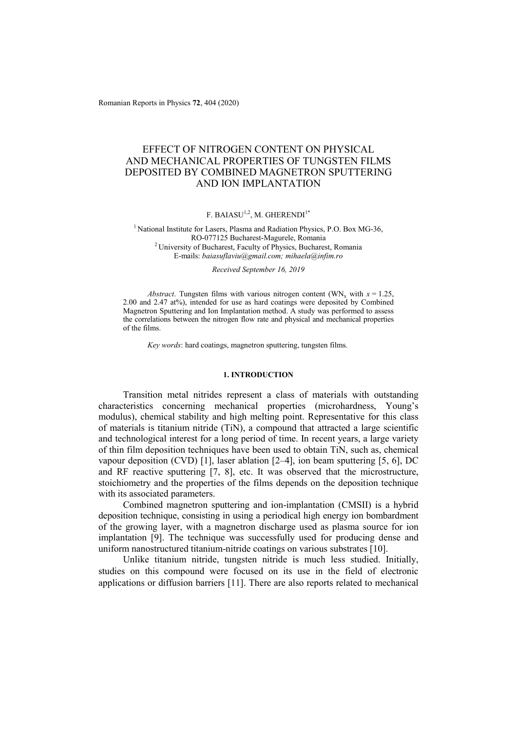# EFFECT OF NITROGEN CONTENT ON PHYSICAL AND MECHANICAL PROPERTIES OF TUNGSTEN FILMS DEPOSITED BY COMBINED MAGNETRON SPUTTERING AND ION IMPLANTATION

F. BAIASU[1,2], M. GHERENDI[1*]

[1] National Institute for Lasers, Plasma and Radiation Physics, P.O. Box MG-36, RO-077125 Bucharest-Magurele, Romania
[2] University of Bucharest, Faculty of Physics, Bucharest, Romania
E-mails: *baiasuflaviu@gmail.com; mihaela@infim.ro*

*Received September 16, 2019*

*Abstract*. Tungsten films with various nitrogen content ($WN_x$ with $x = 1.25$, 2.00 and 2.47 at%), intended for use as hard coatings were deposited by Combined Magnetron Sputtering and Ion Implantation method. A study was performed to assess the correlations between the nitrogen flow rate and physical and mechanical properties of the films.

*Key words*: hard coatings, magnetron sputtering, tungsten films.

## 1. INTRODUCTION

Transition metal nitrides represent a class of materials with outstanding characteristics concerning mechanical properties (microhardness, Young's modulus), chemical stability and high melting point. Representative for this class of materials is titanium nitride (TiN), a compound that attracted a large scientific and technological interest for a long period of time. In recent years, a large variety of thin film deposition techniques have been used to obtain TiN, such as, chemical vapour deposition (CVD) [1], laser ablation [2–4], ion beam sputtering [5, 6], DC and RF reactive sputtering [7, 8], etc. It was observed that the microstructure, stoichiometry and the properties of the films depends on the deposition technique with its associated parameters.

Combined magnetron sputtering and ion-implantation (CMSII) is a hybrid deposition technique, consisting in using a periodical high energy ion bombardment of the growing layer, with a magnetron discharge used as plasma source for ion implantation [9]. The technique was successfully used for producing dense and uniform nanostructured titanium-nitride coatings on various substrates [10].

Unlike titanium nitride, tungsten nitride is much less studied. Initially, studies on this compound were focused on its use in the field of electronic applications or diffusion barriers [11]. There are also reports related to mechanical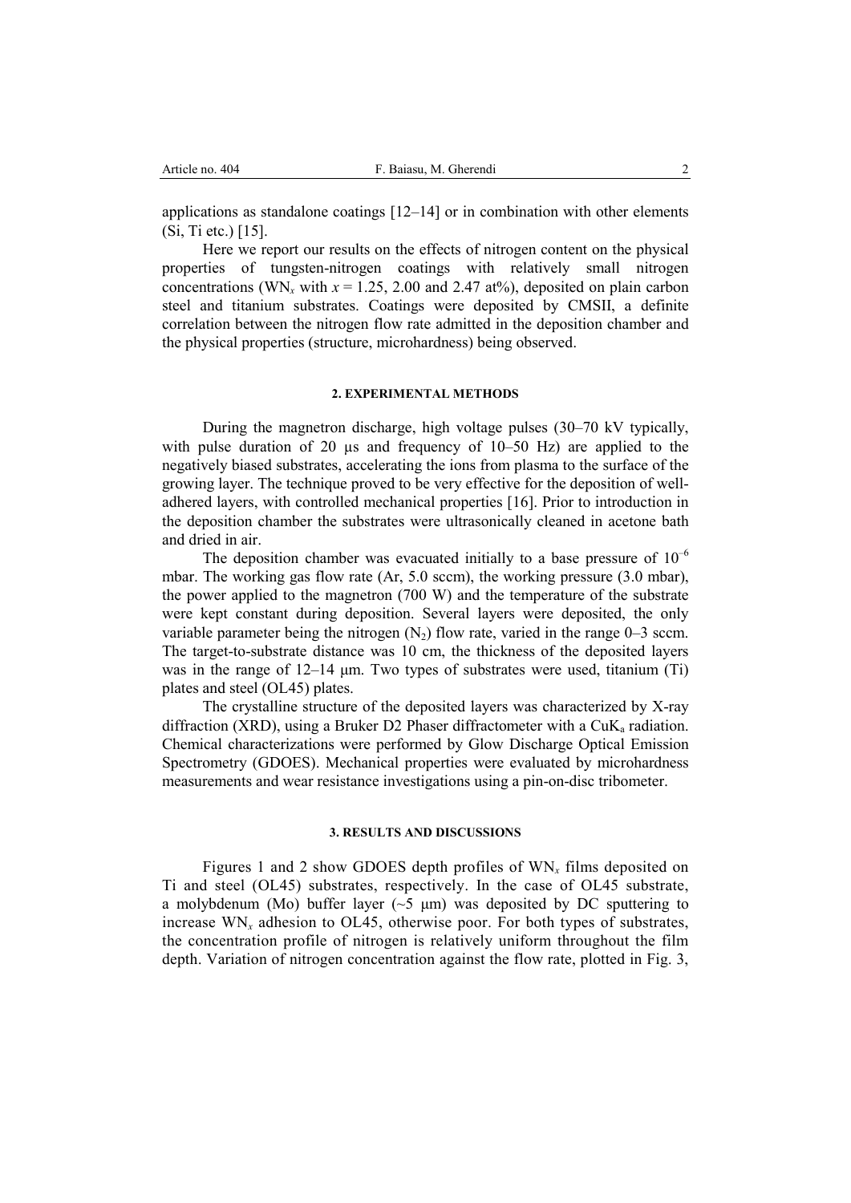applications as standalone coatings [12–14] or in combination with other elements (Si, Ti etc.) [15].

Here we report our results on the effects of nitrogen content on the physical properties of tungsten-nitrogen coatings with relatively small nitrogen concentrations ($WN_x$ with $x = 1.25$, 2.00 and 2.47 at%), deposited on plain carbon steel and titanium substrates. Coatings were deposited by CMSII, a definite correlation between the nitrogen flow rate admitted in the deposition chamber and the physical properties (structure, microhardness) being observed.

## 2. EXPERIMENTAL METHODS

During the magnetron discharge, high voltage pulses (30–70 kV typically, with pulse duration of 20 μs and frequency of 10–50 Hz) are applied to the negatively biased substrates, accelerating the ions from plasma to the surface of the growing layer. The technique proved to be very effective for the deposition of well-adhered layers, with controlled mechanical properties [16]. Prior to introduction in the deposition chamber the substrates were ultrasonically cleaned in acetone bath and dried in air.

The deposition chamber was evacuated initially to a base pressure of $10^{-6}$ mbar. The working gas flow rate (Ar, 5.0 sccm), the working pressure (3.0 mbar), the power applied to the magnetron (700 W) and the temperature of the substrate were kept constant during deposition. Several layers were deposited, the only variable parameter being the nitrogen ($N_2$) flow rate, varied in the range 0–3 sccm. The target-to-substrate distance was 10 cm, the thickness of the deposited layers was in the range of 12–14 μm. Two types of substrates were used, titanium (Ti) plates and steel (OL45) plates.

The crystalline structure of the deposited layers was characterized by X-ray diffraction (XRD), using a Bruker D2 Phaser diffractometer with a $CuK_a$ radiation. Chemical characterizations were performed by Glow Discharge Optical Emission Spectrometry (GDOES). Mechanical properties were evaluated by microhardness measurements and wear resistance investigations using a pin-on-disc tribometer.

## 3. RESULTS AND DISCUSSIONS

Figures 1 and 2 show GDOES depth profiles of $WN_x$ films deposited on Ti and steel (OL45) substrates, respectively. In the case of OL45 substrate, a molybdenum (Mo) buffer layer (~5 μm) was deposited by DC sputtering to increase $WN_x$ adhesion to OL45, otherwise poor. For both types of substrates, the concentration profile of nitrogen is relatively uniform throughout the film depth. Variation of nitrogen concentration against the flow rate, plotted in Fig. 3,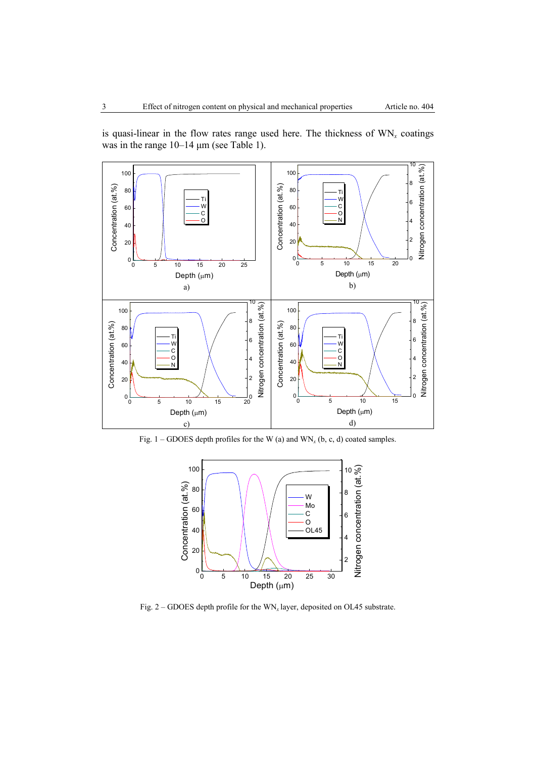is quasi-linear in the flow rates range used here. The thickness of $WN_x$ coatings was in the range 10–14 μm (see Table 1).

Fig. 1 – GDOES depth profiles for the W (a) and $WN_x$ (b, c, d) coated samples.

Fig. 2 – GDOES depth profile for the $WN_x$ layer, deposited on OL45 substrate.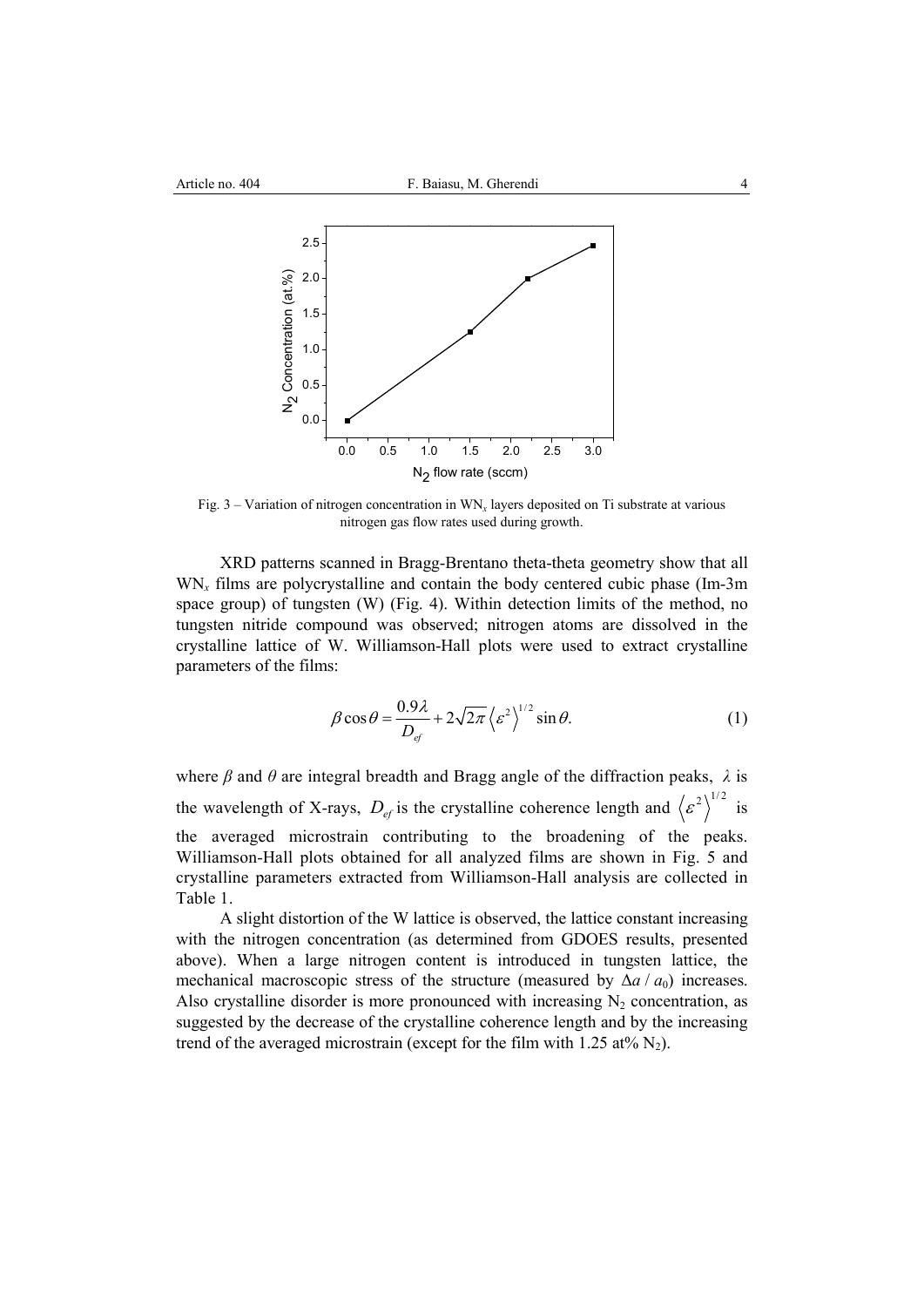Fig. 3 – Variation of nitrogen concentration in $WN_x$ layers deposited on Ti substrate at various nitrogen gas flow rates used during growth.

XRD patterns scanned in Bragg-Brentano theta-theta geometry show that all $WN_x$ films are polycrystalline and contain the body centered cubic phase (Im-3m space group) of tungsten (W) (Fig. 4). Within detection limits of the method, no tungsten nitride compound was observed; nitrogen atoms are dissolved in the crystalline lattice of W. Williamson-Hall plots were used to extract crystalline parameters of the films:

$$\beta \cos\theta = \frac{0.9\lambda}{D_{ef}} + 2\sqrt{2\pi}\left\langle \varepsilon^2 \right\rangle^{1/2} \sin\theta. \tag{1}$$

where $\beta$ and $\theta$ are integral breadth and Bragg angle of the diffraction peaks, $\lambda$ is the wavelength of X-rays, $D_{ef}$ is the crystalline coherence length and $\left\langle \varepsilon^2 \right\rangle^{1/2}$ is the averaged microstrain contributing to the broadening of the peaks. Williamson-Hall plots obtained for all analyzed films are shown in Fig. 5 and crystalline parameters extracted from Williamson-Hall analysis are collected in Table 1.

A slight distortion of the W lattice is observed, the lattice constant increasing with the nitrogen concentration (as determined from GDOES results, presented above). When a large nitrogen content is introduced in tungsten lattice, the mechanical macroscopic stress of the structure (measured by $\Delta a / a_0$) increases. Also crystalline disorder is more pronounced with increasing $N_2$ concentration, as suggested by the decrease of the crystalline coherence length and by the increasing trend of the averaged microstrain (except for the film with 1.25 at% $N_2$).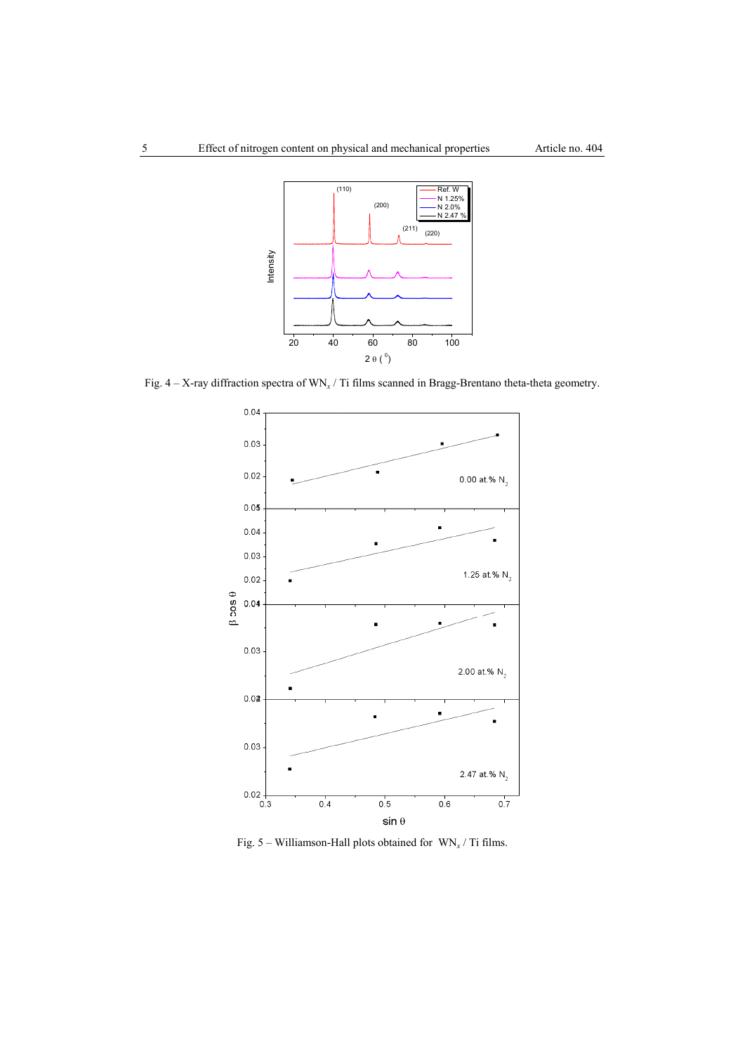Fig. 4 – X-ray diffraction spectra of $WN_x$ / Ti films scanned in Bragg-Brentano theta-theta geometry.

Fig. 5 – Williamson-Hall plots obtained for $WN_x$ / Ti films.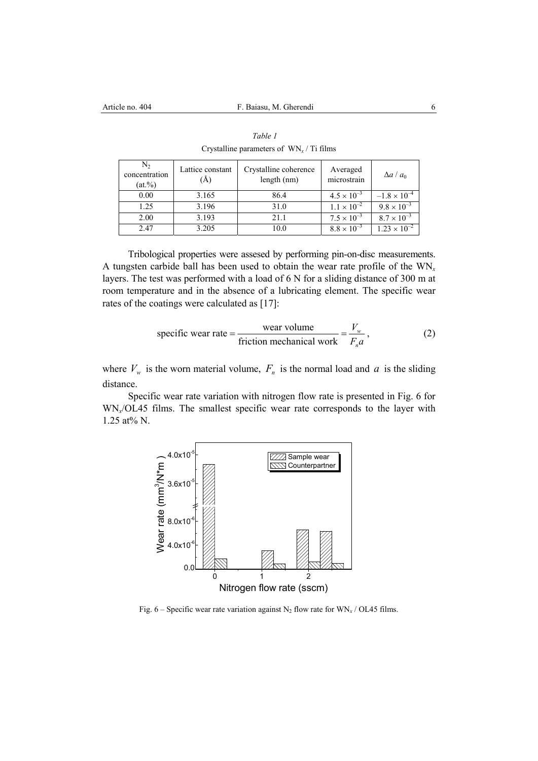*Table 1*

Crystalline parameters of $WN_x$ / Ti films

| $N_2$ concentration (at.%) | Lattice constant (Å) | Crystalline coherence length (nm) | Averaged microstrain | $\Delta a / a_0$ |
|---|---|---|---|---|
| 0.00 | 3.165 | 86.4 | $4.5 \times 10^{-3}$ | $-1.8 \times 10^{-4}$ |
| 1.25 | 3.196 | 31.0 | $1.1 \times 10^{-2}$ | $9.8 \times 10^{-3}$ |
| 2.00 | 3.193 | 21.1 | $7.5 \times 10^{-3}$ | $8.7 \times 10^{-3}$ |
| 2.47 | 3.205 | 10.0 | $8.8 \times 10^{-3}$ | $1.23 \times 10^{-2}$ |

Tribological properties were assesed by performing pin-on-disc measurements. A tungsten carbide ball has been used to obtain the wear rate profile of the $WN_x$ layers. The test was performed with a load of 6 N for a sliding distance of 300 m at room temperature and in the absence of a lubricating element. The specific wear rates of the coatings were calculated as [17]:

$$\text{specific wear rate} = \frac{\text{wear volume}}{\text{friction mechanical work}} = \frac{V_w}{F_n a}, \tag{2}$$

where $V_w$ is the worn material volume, $F_n$ is the normal load and $a$ is the sliding distance.

Specific wear rate variation with nitrogen flow rate is presented in Fig. 6 for $WN_x$/OL45 films. The smallest specific wear rate corresponds to the layer with 1.25 at% N.

Fig. 6 – Specific wear rate variation against $N_2$ flow rate for $WN_x$ / OL45 films.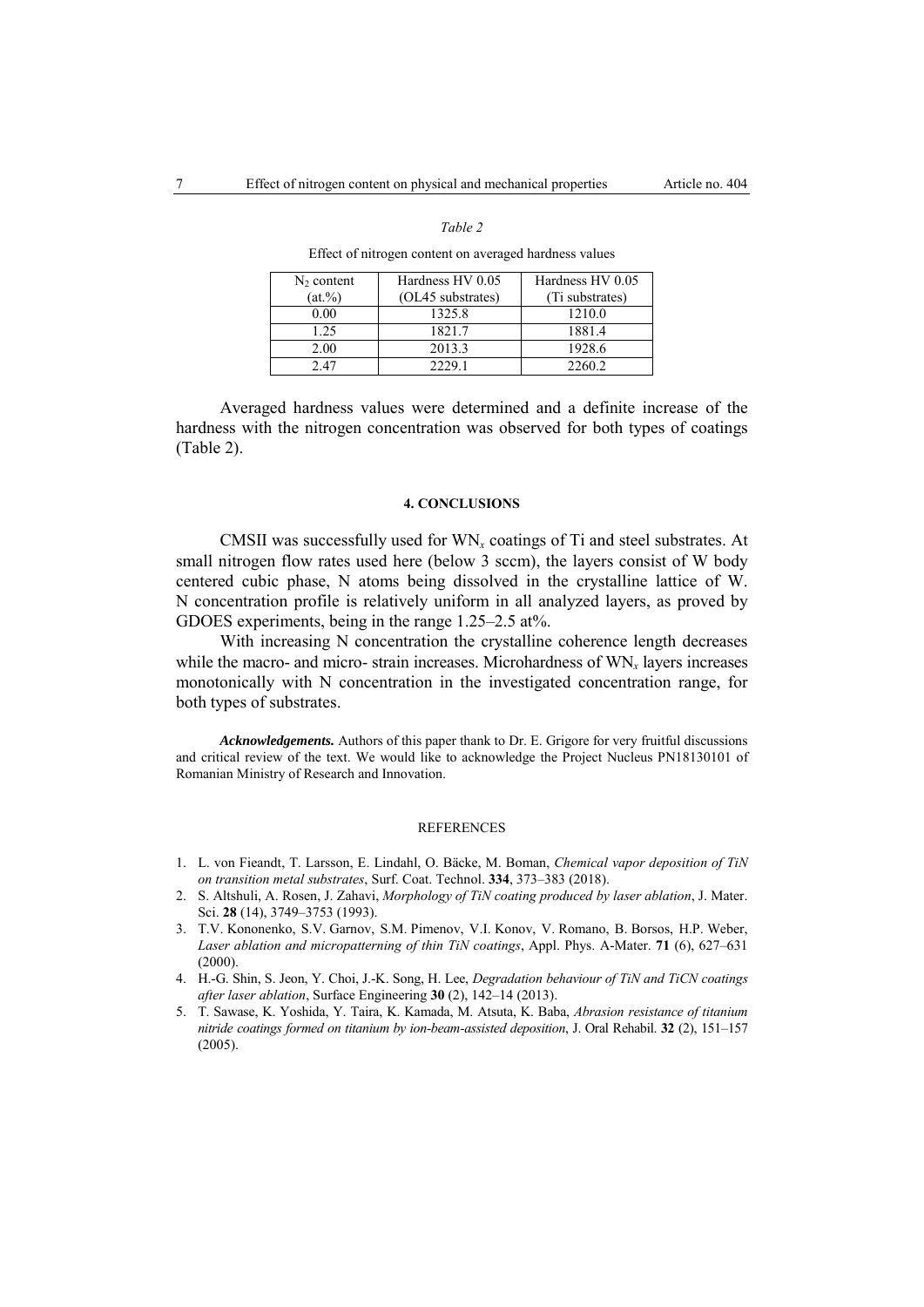*Table 2*

Effect of nitrogen content on averaged hardness values

| $N_2$ content (at.%) | Hardness HV 0.05 (OL45 substrates) | Hardness HV 0.05 (Ti substrates) |
|---|---|---|
| 0.00 | 1325.8 | 1210.0 |
| 1.25 | 1821.7 | 1881.4 |
| 2.00 | 2013.3 | 1928.6 |
| 2.47 | 2229.1 | 2260.2 |

Averaged hardness values were determined and a definite increase of the hardness with the nitrogen concentration was observed for both types of coatings (Table 2).

#### 4. CONCLUSIONS

CMSII was successfully used for $WN_x$ coatings of Ti and steel substrates. At small nitrogen flow rates used here (below 3 sccm), the layers consist of W body centered cubic phase, N atoms being dissolved in the crystalline lattice of W. N concentration profile is relatively uniform in all analyzed layers, as proved by GDOES experiments, being in the range 1.25–2.5 at%.

With increasing N concentration the crystalline coherence length decreases while the macro- and micro- strain increases. Microhardness of $WN_x$ layers increases monotonically with N concentration in the investigated concentration range, for both types of substrates.

***Acknowledgements.*** Authors of this paper thank to Dr. E. Grigore for very fruitful discussions and critical review of the text. We would like to acknowledge the Project Nucleus PN18130101 of Romanian Ministry of Research and Innovation.

#### REFERENCES

1. L. von Fieandt, T. Larsson, E. Lindahl, O. Bäcke, M. Boman, *Chemical vapor deposition of TiN on transition metal substrates*, Surf. Coat. Technol. **334**, 373–383 (2018).
2. S. Altshuli, A. Rosen, J. Zahavi, *Morphology of TiN coating produced by laser ablation*, J. Mater. Sci. **28** (14), 3749–3753 (1993).
3. T.V. Kononenko, S.V. Garnov, S.M. Pimenov, V.I. Konov, V. Romano, B. Borsos, H.P. Weber, *Laser ablation and micropatterning of thin TiN coatings*, Appl. Phys. A-Mater. **71** (6), 627–631 (2000).
4. H.-G. Shin, S. Jeon, Y. Choi, J.-K. Song, H. Lee, *Degradation behaviour of TiN and TiCN coatings after laser ablation*, Surface Engineering **30** (2), 142–14 (2013).
5. T. Sawase, K. Yoshida, Y. Taira, K. Kamada, M. Atsuta, K. Baba, *Abrasion resistance of titanium nitride coatings formed on titanium by ion-beam-assisted deposition*, J. Oral Rehabil. **32** (2), 151–157 (2005).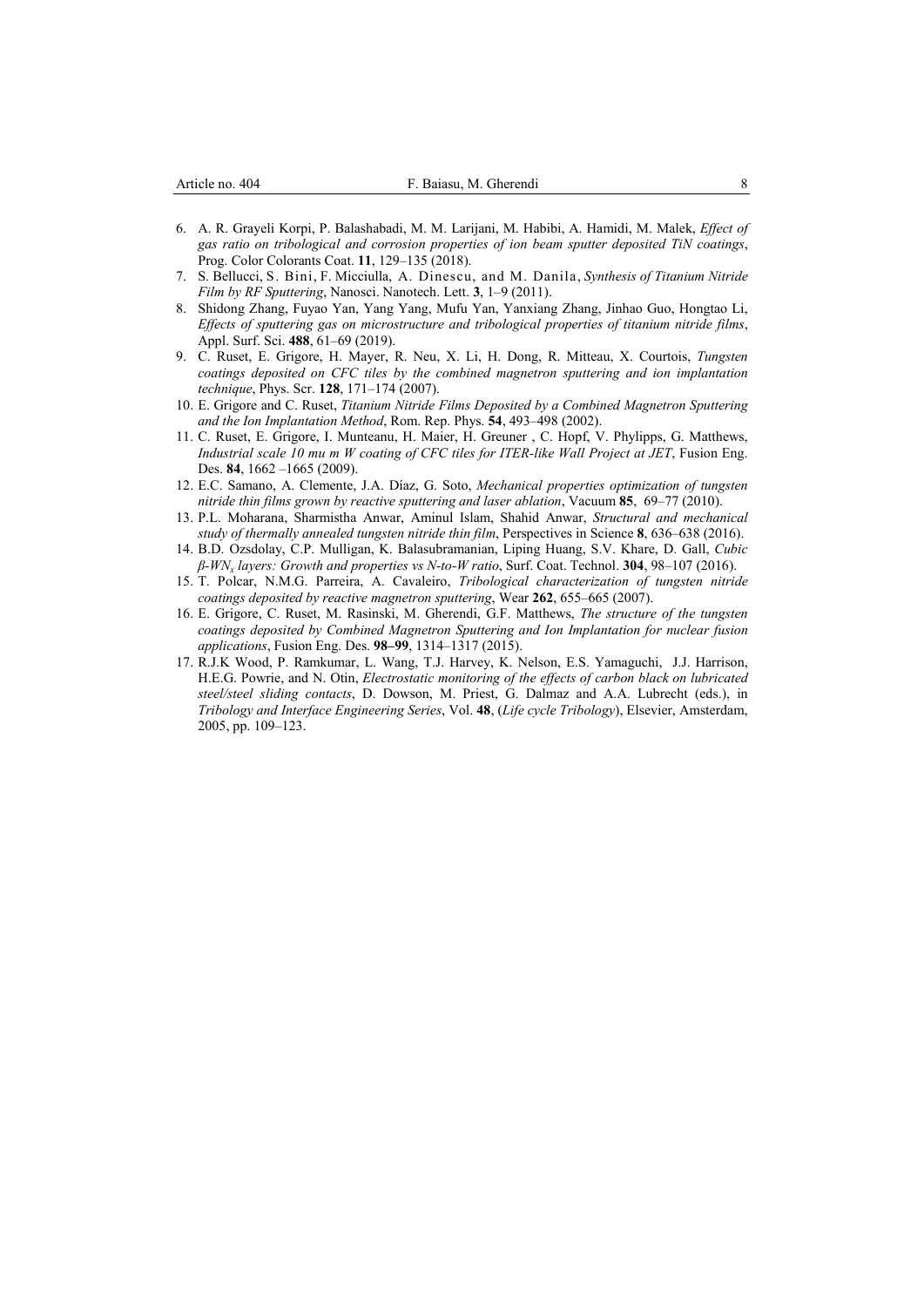6. A. R. Grayeli Korpi, P. Balashabadi, M. M. Larijani, M. Habibi, A. Hamidi, M. Malek, *Effect of gas ratio on tribological and corrosion properties of ion beam sputter deposited TiN coatings*, Prog. Color Colorants Coat. **11**, 129–135 (2018).
7. S. Bellucci, S. Bini, F. Micciulla, A. Dinescu, and M. Danila, *Synthesis of Titanium Nitride Film by RF Sputtering*, Nanosci. Nanotech. Lett. **3**, 1–9 (2011).
8. Shidong Zhang, Fuyao Yan, Yang Yang, Mufu Yan, Yanxiang Zhang, Jinhao Guo, Hongtao Li, *Effects of sputtering gas on microstructure and tribological properties of titanium nitride films*, Appl. Surf. Sci. **488**, 61–69 (2019).
9. C. Ruset, E. Grigore, H. Mayer, R. Neu, X. Li, H. Dong, R. Mitteau, X. Courtois, *Tungsten coatings deposited on CFC tiles by the combined magnetron sputtering and ion implantation technique*, Phys. Scr. **128**, 171–174 (2007).
10. E. Grigore and C. Ruset, *Titanium Nitride Films Deposited by a Combined Magnetron Sputtering and the Ion Implantation Method*, Rom. Rep. Phys. **54**, 493–498 (2002).
11. C. Ruset, E. Grigore, I. Munteanu, H. Maier, H. Greuner , C. Hopf, V. Phylipps, G. Matthews, *Industrial scale 10 mu m W coating of CFC tiles for ITER-like Wall Project at JET*, Fusion Eng. Des. **84**, 1662 –1665 (2009).
12. E.C. Samano, A. Clemente, J.A. Díaz, G. Soto, *Mechanical properties optimization of tungsten nitride thin films grown by reactive sputtering and laser ablation*, Vacuum **85**, 69–77 (2010).
13. P.L. Moharana, Sharmistha Anwar, Aminul Islam, Shahid Anwar, *Structural and mechanical study of thermally annealed tungsten nitride thin film*, Perspectives in Science **8**, 636–638 (2016).
14. B.D. Ozsdolay, C.P. Mulligan, K. Balasubramanian, Liping Huang, S.V. Khare, D. Gall, *Cubic β-$WN_x$ layers: Growth and properties vs N-to-W ratio*, Surf. Coat. Technol. **304**, 98–107 (2016).
15. T. Polcar, N.M.G. Parreira, A. Cavaleiro, *Tribological characterization of tungsten nitride coatings deposited by reactive magnetron sputtering*, Wear **262**, 655–665 (2007).
16. E. Grigore, C. Ruset, M. Rasinski, M. Gherendi, G.F. Matthews, *The structure of the tungsten coatings deposited by Combined Magnetron Sputtering and Ion Implantation for nuclear fusion applications*, Fusion Eng. Des. **98–99**, 1314–1317 (2015).
17. R.J.K Wood, P. Ramkumar, L. Wang, T.J. Harvey, K. Nelson, E.S. Yamaguchi, J.J. Harrison, H.E.G. Powrie, and N. Otin, *Electrostatic monitoring of the effects of carbon black on lubricated steel/steel sliding contacts*, D. Dowson, M. Priest, G. Dalmaz and A.A. Lubrecht (eds.), in *Tribology and Interface Engineering Series*, Vol. **48**, (*Life cycle Tribology*), Elsevier, Amsterdam, 2005, pp. 109–123.